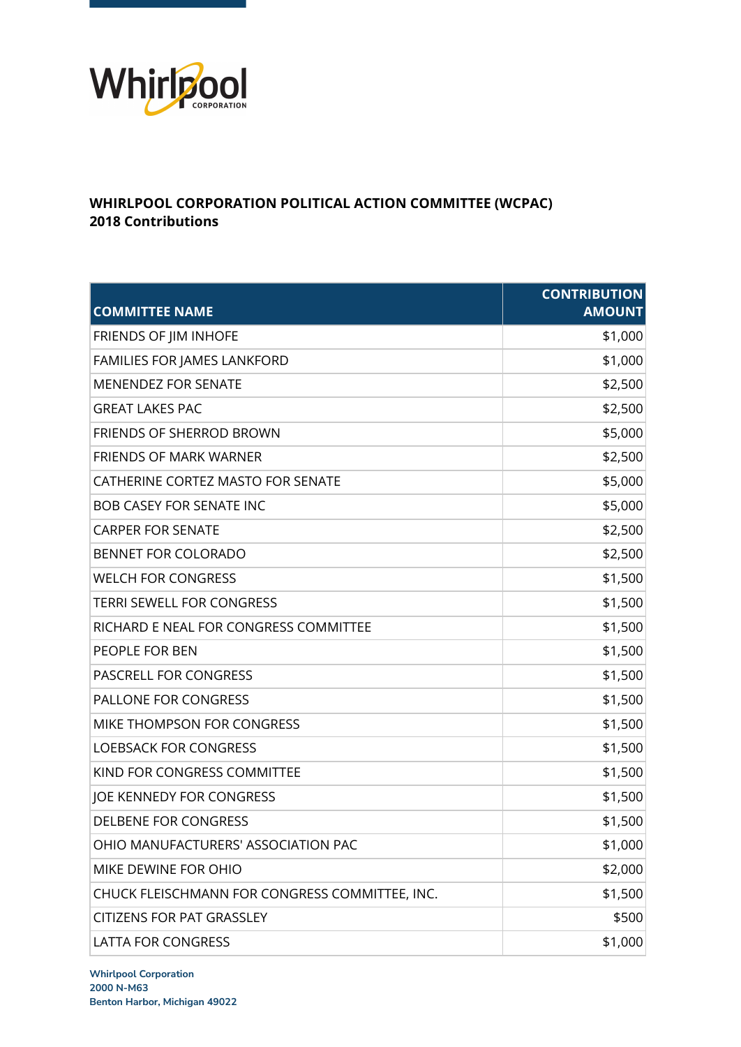**WHIRLPOOL CORPORATION POLITICAL ACTION COMMITTEE (WCPAC)**
**2018 Contributions**

| COMMITTEE NAME | CONTRIBUTION AMOUNT |
|---|---:|
| FRIENDS OF JIM INHOFE | $1,000 |
| FAMILIES FOR JAMES LANKFORD | $1,000 |
| MENENDEZ FOR SENATE | $2,500 |
| GREAT LAKES PAC | $2,500 |
| FRIENDS OF SHERROD BROWN | $5,000 |
| FRIENDS OF MARK WARNER | $2,500 |
| CATHERINE CORTEZ MASTO FOR SENATE | $5,000 |
| BOB CASEY FOR SENATE INC | $5,000 |
| CARPER FOR SENATE | $2,500 |
| BENNET FOR COLORADO | $2,500 |
| WELCH FOR CONGRESS | $1,500 |
| TERRI SEWELL FOR CONGRESS | $1,500 |
| RICHARD E NEAL FOR CONGRESS COMMITTEE | $1,500 |
| PEOPLE FOR BEN | $1,500 |
| PASCRELL FOR CONGRESS | $1,500 |
| PALLONE FOR CONGRESS | $1,500 |
| MIKE THOMPSON FOR CONGRESS | $1,500 |
| LOEBSACK FOR CONGRESS | $1,500 |
| KIND FOR CONGRESS COMMITTEE | $1,500 |
| JOE KENNEDY FOR CONGRESS | $1,500 |
| DELBENE FOR CONGRESS | $1,500 |
| OHIO MANUFACTURERS' ASSOCIATION PAC | $1,000 |
| MIKE DEWINE FOR OHIO | $2,000 |
| CHUCK FLEISCHMANN FOR CONGRESS COMMITTEE, INC. | $1,500 |
| CITIZENS FOR PAT GRASSLEY | $500 |
| LATTA FOR CONGRESS | $1,000 |

**Whirlpool Corporation**
**2000 N-M63**
**Benton Harbor, Michigan 49022**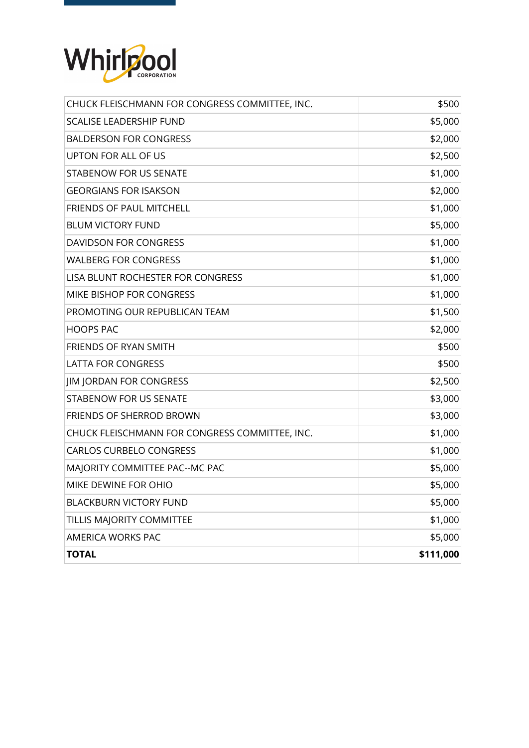| | |
|---|---|
| CHUCK FLEISCHMANN FOR CONGRESS COMMITTEE, INC. | $500 |
| SCALISE LEADERSHIP FUND | $5,000 |
| BALDERSON FOR CONGRESS | $2,000 |
| UPTON FOR ALL OF US | $2,500 |
| STABENOW FOR US SENATE | $1,000 |
| GEORGIANS FOR ISAKSON | $2,000 |
| FRIENDS OF PAUL MITCHELL | $1,000 |
| BLUM VICTORY FUND | $5,000 |
| DAVIDSON FOR CONGRESS | $1,000 |
| WALBERG FOR CONGRESS | $1,000 |
| LISA BLUNT ROCHESTER FOR CONGRESS | $1,000 |
| MIKE BISHOP FOR CONGRESS | $1,000 |
| PROMOTING OUR REPUBLICAN TEAM | $1,500 |
| HOOPS PAC | $2,000 |
| FRIENDS OF RYAN SMITH | $500 |
| LATTA FOR CONGRESS | $500 |
| JIM JORDAN FOR CONGRESS | $2,500 |
| STABENOW FOR US SENATE | $3,000 |
| FRIENDS OF SHERROD BROWN | $3,000 |
| CHUCK FLEISCHMANN FOR CONGRESS COMMITTEE, INC. | $1,000 |
| CARLOS CURBELO CONGRESS | $1,000 |
| MAJORITY COMMITTEE PAC--MC PAC | $5,000 |
| MIKE DEWINE FOR OHIO | $5,000 |
| BLACKBURN VICTORY FUND | $5,000 |
| TILLIS MAJORITY COMMITTEE | $1,000 |
| AMERICA WORKS PAC | $5,000 |
| **TOTAL** | **$111,000** |